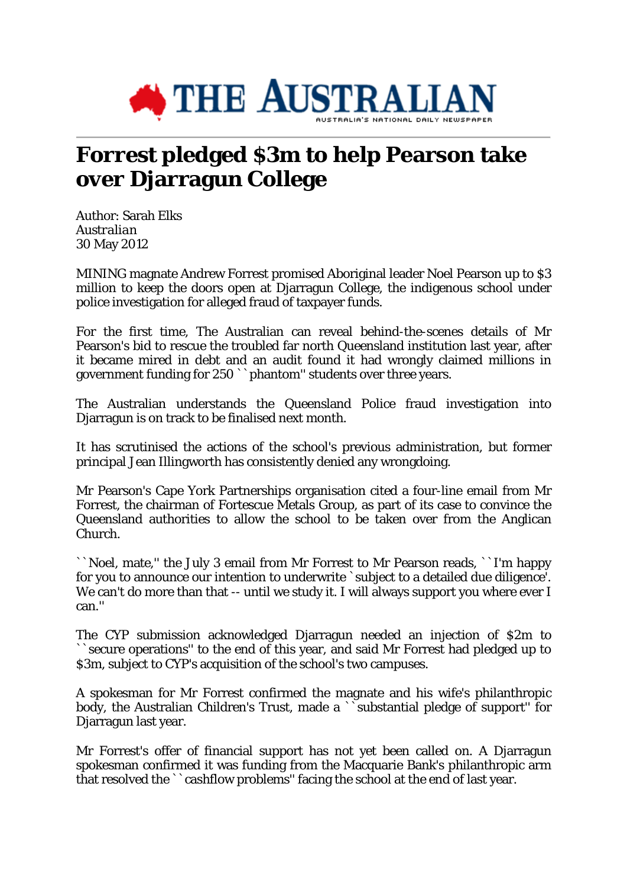THE AUSTRALIAN

AUSTRALIA'S NATIONAL DAILY NEWSPAPER

# Forrest pledged $3m to help Pearson take over Djarragun College

Author: Sarah Elks  
*Australian*  
30 May 2012

MINING magnate Andrew Forrest promised Aboriginal leader Noel Pearson up to $3 million to keep the doors open at Djarragun College, the indigenous school under police investigation for alleged fraud of taxpayer funds.

For the first time, The Australian can reveal behind-the-scenes details of Mr Pearson's bid to rescue the troubled far north Queensland institution last year, after it became mired in debt and an audit found it had wrongly claimed millions in government funding for 250 ``phantom'' students over three years.

The Australian understands the Queensland Police fraud investigation into Djarragun is on track to be finalised next month.

It has scrutinised the actions of the school's previous administration, but former principal Jean Illingworth has consistently denied any wrongdoing.

Mr Pearson's Cape York Partnerships organisation cited a four-line email from Mr Forrest, the chairman of Fortescue Metals Group, as part of its case to convince the Queensland authorities to allow the school to be taken over from the Anglican Church.

``Noel, mate,'' the July 3 email from Mr Forrest to Mr Pearson reads, ``I'm happy for you to announce our intention to underwrite `subject to a detailed due diligence'. We can't do more than that -- until we study it. I will always support you where ever I can.''

The CYP submission acknowledged Djarragun needed an injection of $2m to ``secure operations'' to the end of this year, and said Mr Forrest had pledged up to $3m, subject to CYP's acquisition of the school's two campuses.

A spokesman for Mr Forrest confirmed the magnate and his wife's philanthropic body, the Australian Children's Trust, made a ``substantial pledge of support'' for Djarragun last year.

Mr Forrest's offer of financial support has not yet been called on. A Djarragun spokesman confirmed it was funding from the Macquarie Bank's philanthropic arm that resolved the ``cashflow problems'' facing the school at the end of last year.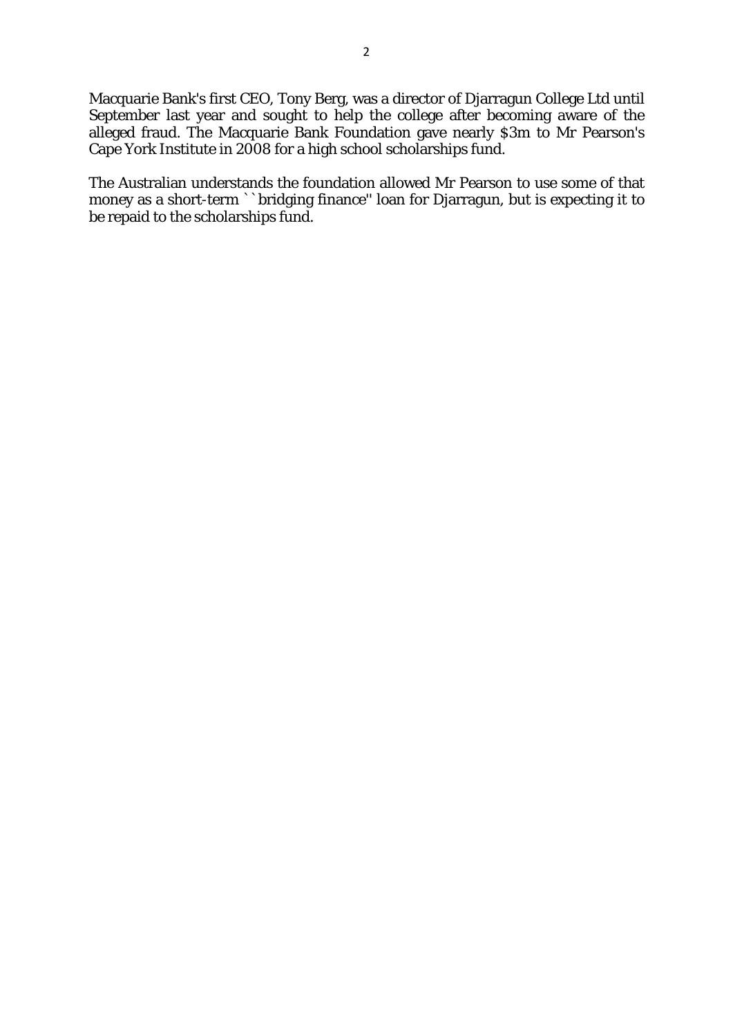Macquarie Bank's first CEO, Tony Berg, was a director of Djarragun College Ltd until September last year and sought to help the college after becoming aware of the alleged fraud. The Macquarie Bank Foundation gave nearly $3m to Mr Pearson's Cape York Institute in 2008 for a high school scholarships fund.

The Australian understands the foundation allowed Mr Pearson to use some of that money as a short-term ``bridging finance'' loan for Djarragun, but is expecting it to be repaid to the scholarships fund.